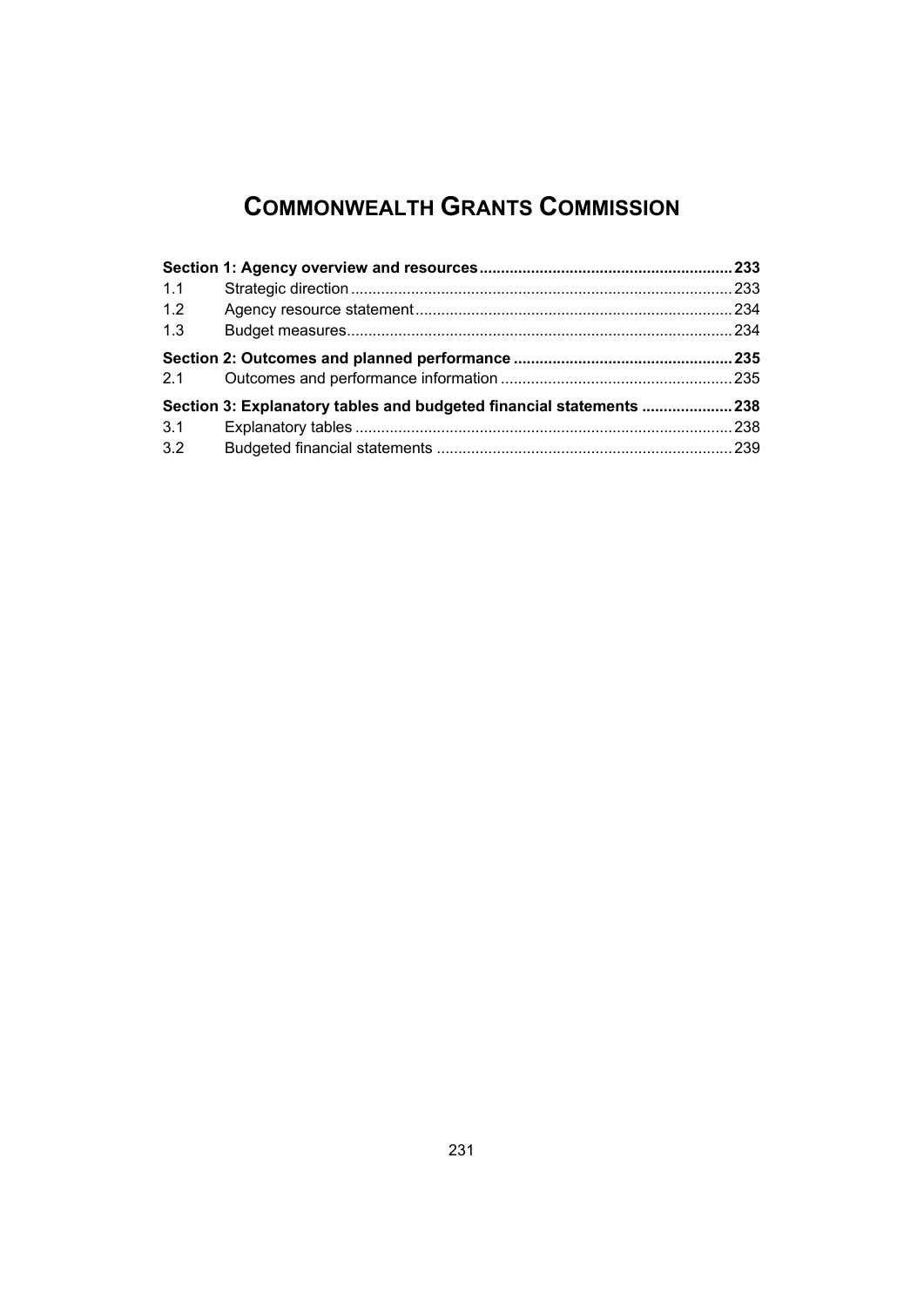# COMMONWEALTH GRANTS COMMISSION

| | | |
|---|---|---|
| **Section 1: Agency overview and resources** | | **233** |
| 1.1 | Strategic direction | 233 |
| 1.2 | Agency resource statement | 234 |
| 1.3 | Budget measures | 234 |
| **Section 2: Outcomes and planned performance** | | **235** |
| 2.1 | Outcomes and performance information | 235 |
| **Section 3: Explanatory tables and budgeted financial statements** | | **238** |
| 3.1 | Explanatory tables | 238 |
| 3.2 | Budgeted financial statements | 239 |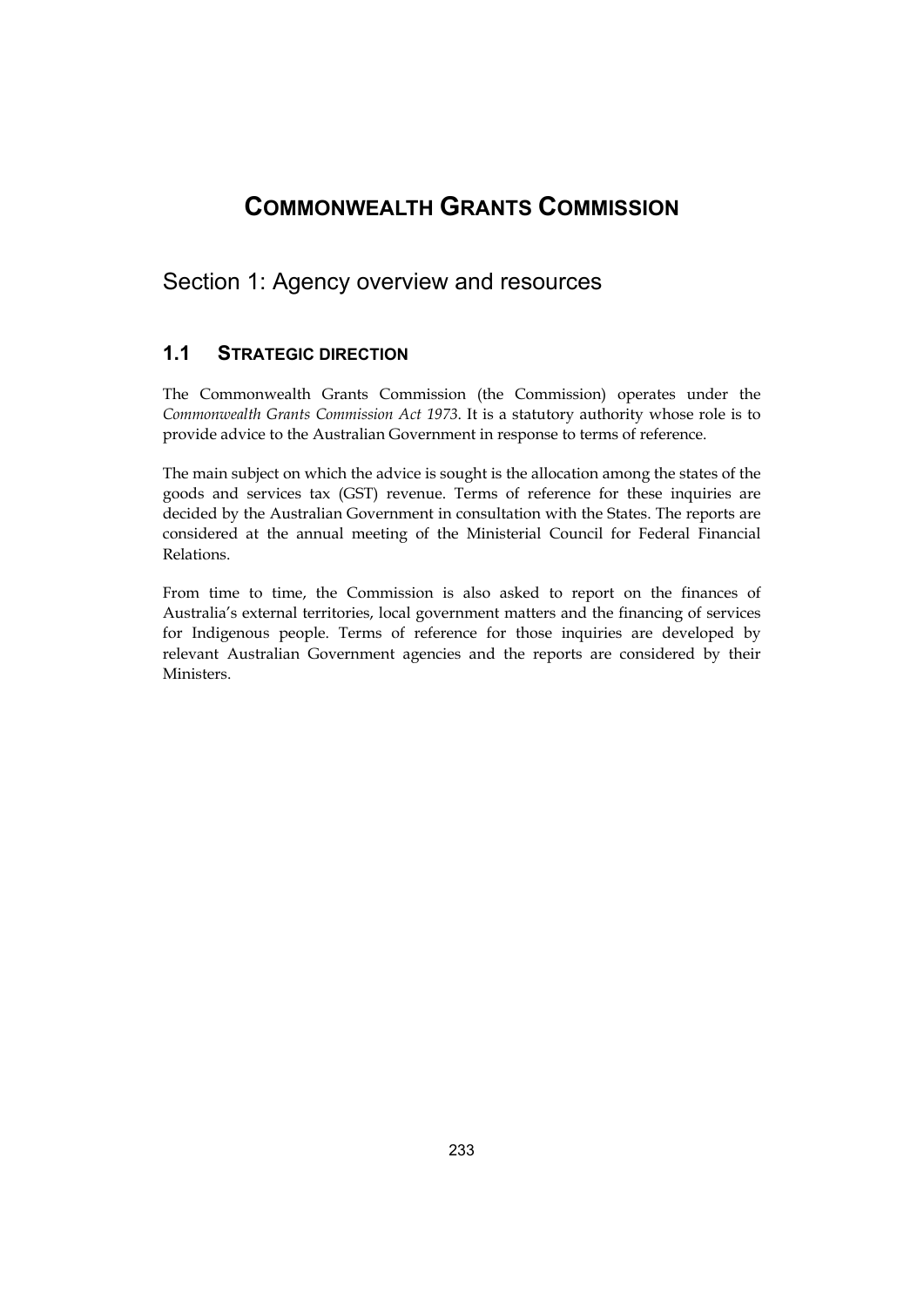# COMMONWEALTH GRANTS COMMISSION

## Section 1: Agency overview and resources

### 1.1 STRATEGIC DIRECTION

The Commonwealth Grants Commission (the Commission) operates under the *Commonwealth Grants Commission Act 1973*. It is a statutory authority whose role is to provide advice to the Australian Government in response to terms of reference.

The main subject on which the advice is sought is the allocation among the states of the goods and services tax (GST) revenue. Terms of reference for these inquiries are decided by the Australian Government in consultation with the States. The reports are considered at the annual meeting of the Ministerial Council for Federal Financial Relations.

From time to time, the Commission is also asked to report on the finances of Australia's external territories, local government matters and the financing of services for Indigenous people. Terms of reference for those inquiries are developed by relevant Australian Government agencies and the reports are considered by their Ministers.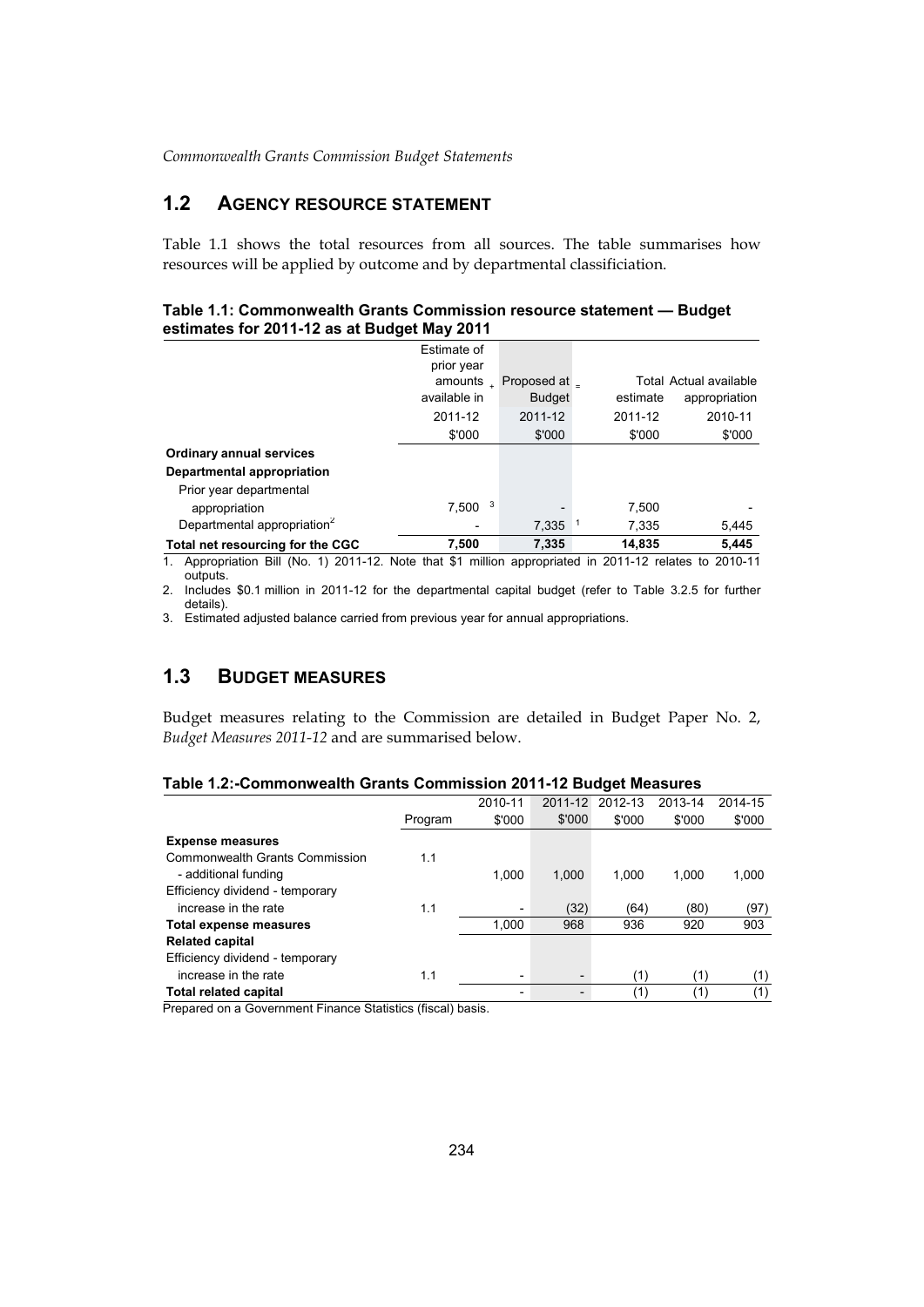## 1.2 AGENCY RESOURCE STATEMENT

Table 1.1 shows the total resources from all sources. The table summarises how resources will be applied by outcome and by departmental classificiation.

**Table 1.1: Commonwealth Grants Commission resource statement — Budget estimates for 2011-12 as at Budget May 2011**

| | Estimate of prior year amounts available in + | Proposed at Budget = | Total estimate | Actual available appropriation |
|---|---|---|---|---|
| | 2011-12 | 2011-12 | 2011-12 | 2010-11 |
| | $'000 | $'000 | $'000 | $'000 |
| **Ordinary annual services** | | | | |
| **Departmental appropriation** | | | | |
| Prior year departmental appropriation | 7,500 [3] | - | 7,500 | - |
| Departmental appropriation[2] | - | 7,335 [1] | 7,335 | 5,445 |
| **Total net resourcing for the CGC** | **7,500** | **7,335** | **14,835** | **5,445** |

1. Appropriation Bill (No. 1) 2011-12. Note that $1 million appropriated in 2011-12 relates to 2010-11 outputs.
2. Includes $0.1 million in 2011-12 for the departmental capital budget (refer to Table 3.2.5 for further details).
3. Estimated adjusted balance carried from previous year for annual appropriations.

## 1.3 BUDGET MEASURES

Budget measures relating to the Commission are detailed in Budget Paper No. 2, *Budget Measures 2011-12* and are summarised below.

**Table 1.2:-Commonwealth Grants Commission 2011-12 Budget Measures**

| | Program | 2010-11 $'000 | 2011-12 $'000 | 2012-13 $'000 | 2013-14 $'000 | 2014-15 $'000 |
|---|---|---|---|---|---|---|
| **Expense measures** | | | | | | |
| Commonwealth Grants Commission - additional funding | 1.1 | 1,000 | 1,000 | 1,000 | 1,000 | 1,000 |
| Efficiency dividend - temporary increase in the rate | 1.1 | - | (32) | (64) | (80) | (97) |
| **Total expense measures** | | 1,000 | 968 | 936 | 920 | 903 |
| **Related capital** | | | | | | |
| Efficiency dividend - temporary increase in the rate | 1.1 | - | - | (1) | (1) | (1) |
| **Total related capital** | | - | - | (1) | (1) | (1) |

Prepared on a Government Finance Statistics (fiscal) basis.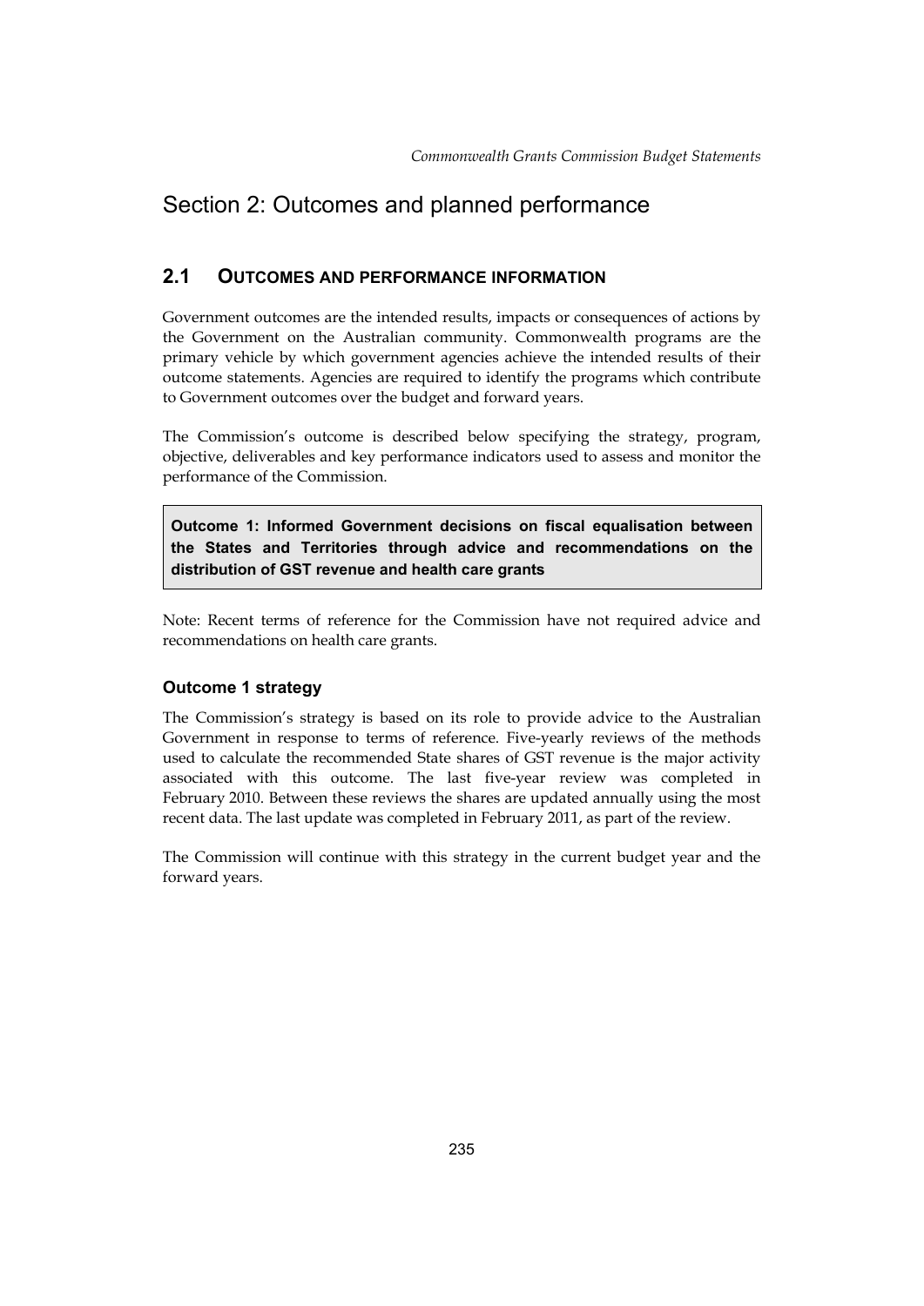# Section 2: Outcomes and planned performance

## 2.1 OUTCOMES AND PERFORMANCE INFORMATION

Government outcomes are the intended results, impacts or consequences of actions by the Government on the Australian community. Commonwealth programs are the primary vehicle by which government agencies achieve the intended results of their outcome statements. Agencies are required to identify the programs which contribute to Government outcomes over the budget and forward years.

The Commission's outcome is described below specifying the strategy, program, objective, deliverables and key performance indicators used to assess and monitor the performance of the Commission.

**Outcome 1: Informed Government decisions on fiscal equalisation between the States and Territories through advice and recommendations on the distribution of GST revenue and health care grants**

Note: Recent terms of reference for the Commission have not required advice and recommendations on health care grants.

### Outcome 1 strategy

The Commission's strategy is based on its role to provide advice to the Australian Government in response to terms of reference. Five-yearly reviews of the methods used to calculate the recommended State shares of GST revenue is the major activity associated with this outcome. The last five-year review was completed in February 2010. Between these reviews the shares are updated annually using the most recent data. The last update was completed in February 2011, as part of the review.

The Commission will continue with this strategy in the current budget year and the forward years.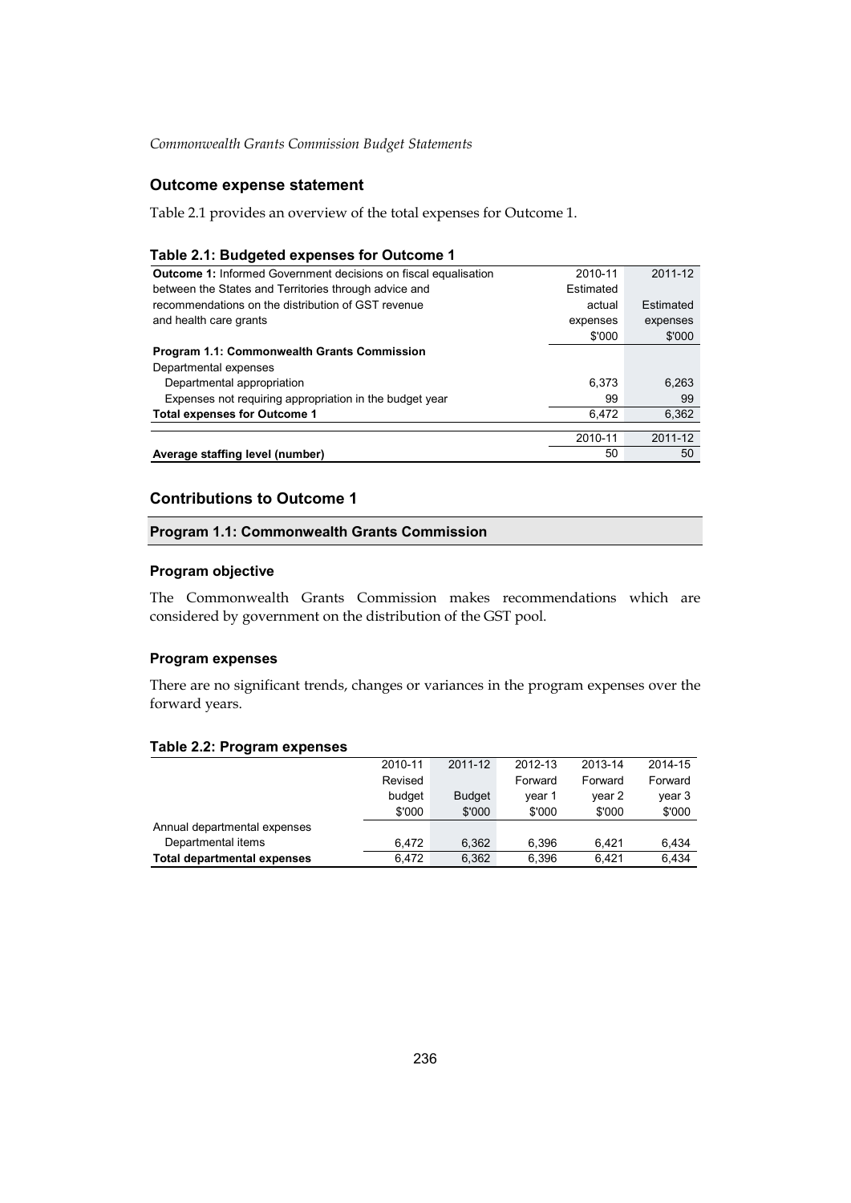## Outcome expense statement

Table 2.1 provides an overview of the total expenses for Outcome 1.

### Table 2.1: Budgeted expenses for Outcome 1

| **Outcome 1:** Informed Government decisions on fiscal equalisation between the States and Territories through advice and recommendations on the distribution of GST revenue and health care grants | 2010-11 Estimated actual expenses $'000 | 2011-12 Estimated expenses $'000 |
|---|---|---|
| **Program 1.1: Commonwealth Grants Commission** | | |
| Departmental expenses | | |
| Departmental appropriation | 6,373 | 6,263 |
| Expenses not requiring appropriation in the budget year | 99 | 99 |
| **Total expenses for Outcome 1** | 6,472 | 6,362 |
| | 2010-11 | 2011-12 |
| **Average staffing level (number)** | 50 | 50 |

## Contributions to Outcome 1

### Program 1.1: Commonwealth Grants Commission

#### Program objective

The Commonwealth Grants Commission makes recommendations which are considered by government on the distribution of the GST pool.

#### Program expenses

There are no significant trends, changes or variances in the program expenses over the forward years.

### Table 2.2: Program expenses

| | 2010-11 Revised budget $'000 | 2011-12 Budget $'000 | 2012-13 Forward year 1 $'000 | 2013-14 Forward year 2 $'000 | 2014-15 Forward year 3 $'000 |
|---|---|---|---|---|---|
| Annual departmental expenses | | | | | |
| Departmental items | 6,472 | 6,362 | 6,396 | 6,421 | 6,434 |
| **Total departmental expenses** | 6,472 | 6,362 | 6,396 | 6,421 | 6,434 |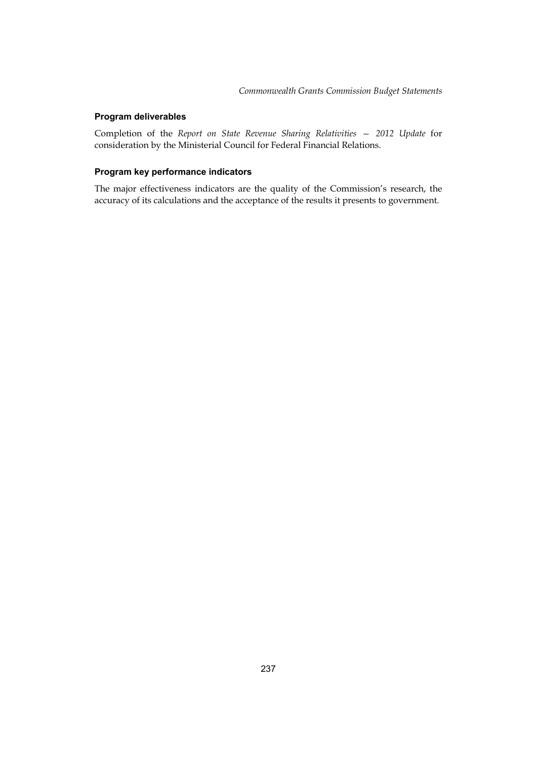#### Program deliverables

Completion of the *Report on State Revenue Sharing Relativities — 2012 Update* for consideration by the Ministerial Council for Federal Financial Relations.

#### Program key performance indicators

The major effectiveness indicators are the quality of the Commission's research, the accuracy of its calculations and the acceptance of the results it presents to government.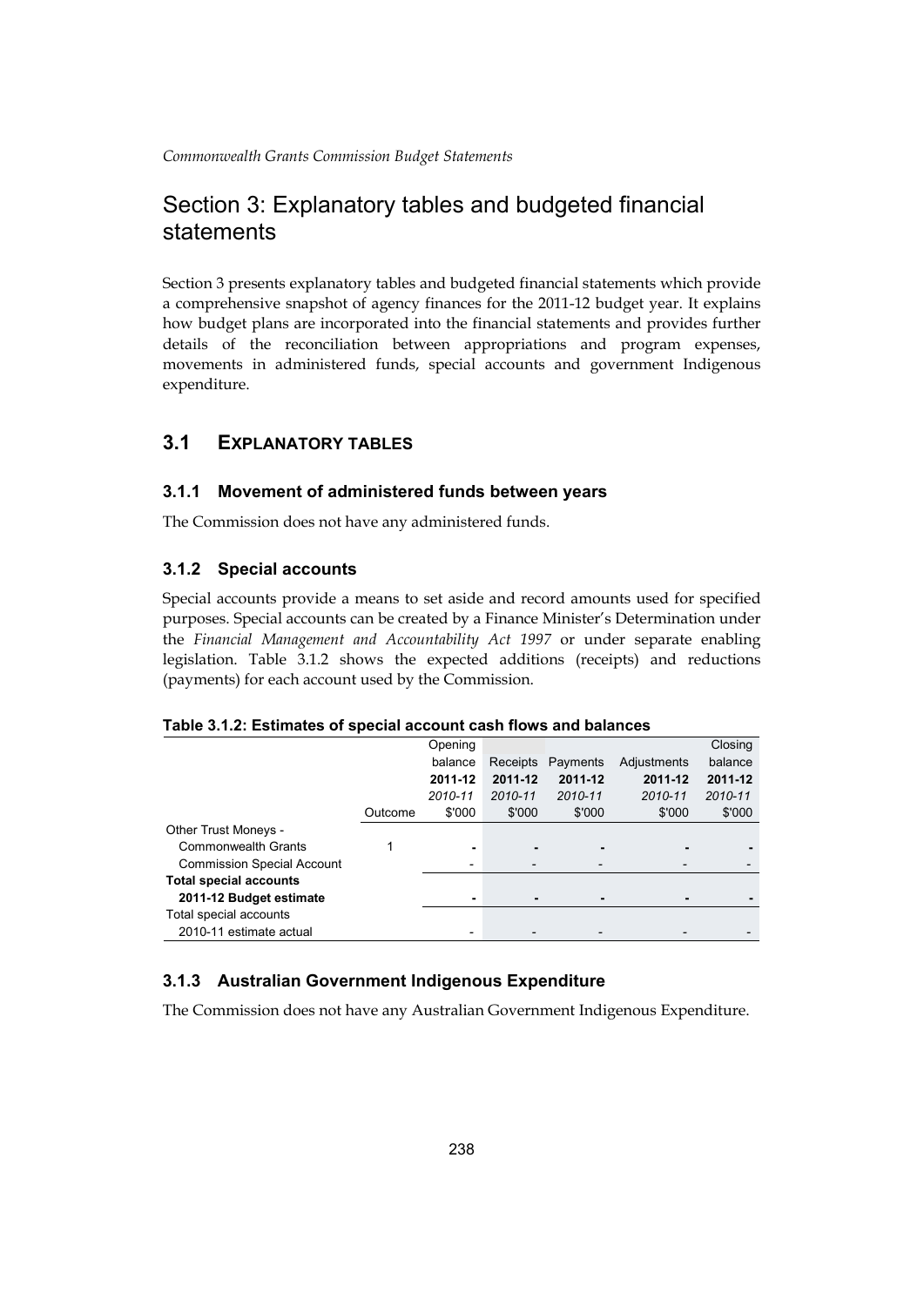# Section 3: Explanatory tables and budgeted financial statements

Section 3 presents explanatory tables and budgeted financial statements which provide a comprehensive snapshot of agency finances for the 2011-12 budget year. It explains how budget plans are incorporated into the financial statements and provides further details of the reconciliation between appropriations and program expenses, movements in administered funds, special accounts and government Indigenous expenditure.

## 3.1 EXPLANATORY TABLES

### 3.1.1 Movement of administered funds between years

The Commission does not have any administered funds.

### 3.1.2 Special accounts

Special accounts provide a means to set aside and record amounts used for specified purposes. Special accounts can be created by a Finance Minister's Determination under the *Financial Management and Accountability Act 1997* or under separate enabling legislation. Table 3.1.2 shows the expected additions (receipts) and reductions (payments) for each account used by the Commission.

**Table 3.1.2: Estimates of special account cash flows and balances**

| | Outcome | Opening balance **2011-12** *2010-11* $'000 | Receipts **2011-12** *2010-11* $'000 | Payments **2011-12** *2010-11* $'000 | Adjustments **2011-12** *2010-11* $'000 | Closing balance **2011-12** *2010-11* $'000 |
|---|---|---|---|---|---|---|
| Other Trust Moneys - | | | | | | |
| Commonwealth Grants | 1 | **-** | **-** | **-** | **-** | **-** |
| Commission Special Account | | - | - | - | - | - |
| **Total special accounts** | | | | | | |
| **2011-12 Budget estimate** | | **-** | **-** | **-** | **-** | **-** |
| Total special accounts | | | | | | |
| 2010-11 estimate actual | | - | - | - | - | - |

### 3.1.3 Australian Government Indigenous Expenditure

The Commission does not have any Australian Government Indigenous Expenditure.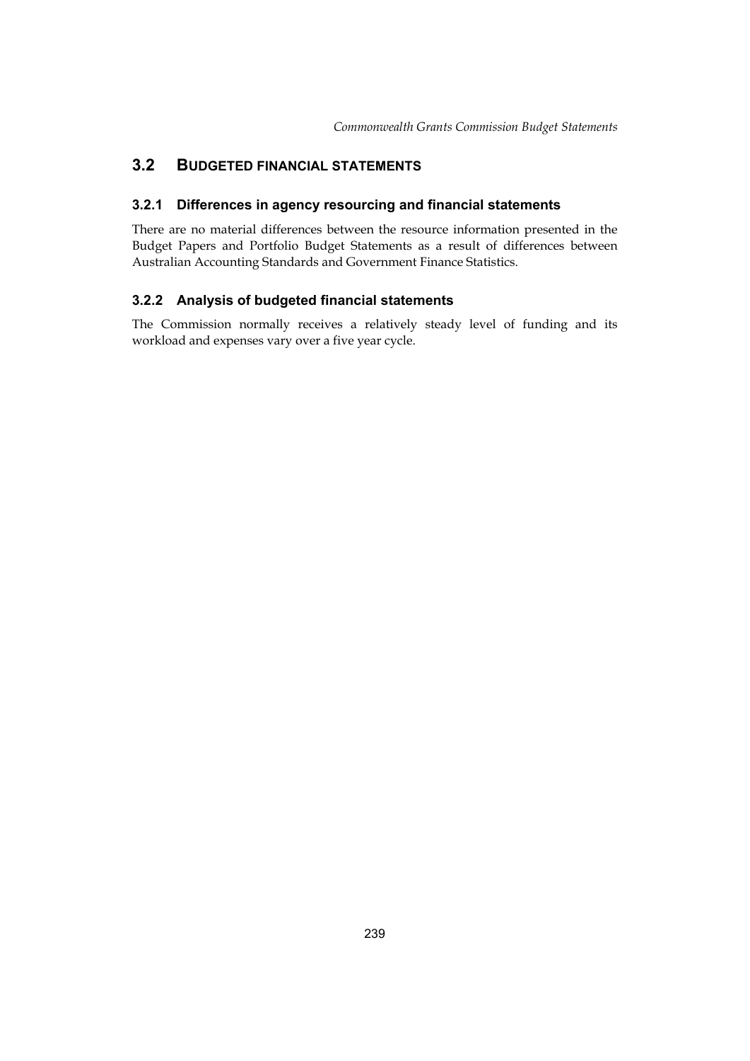## 3.2 BUDGETED FINANCIAL STATEMENTS

### 3.2.1 Differences in agency resourcing and financial statements

There are no material differences between the resource information presented in the Budget Papers and Portfolio Budget Statements as a result of differences between Australian Accounting Standards and Government Finance Statistics.

### 3.2.2 Analysis of budgeted financial statements

The Commission normally receives a relatively steady level of funding and its workload and expenses vary over a five year cycle.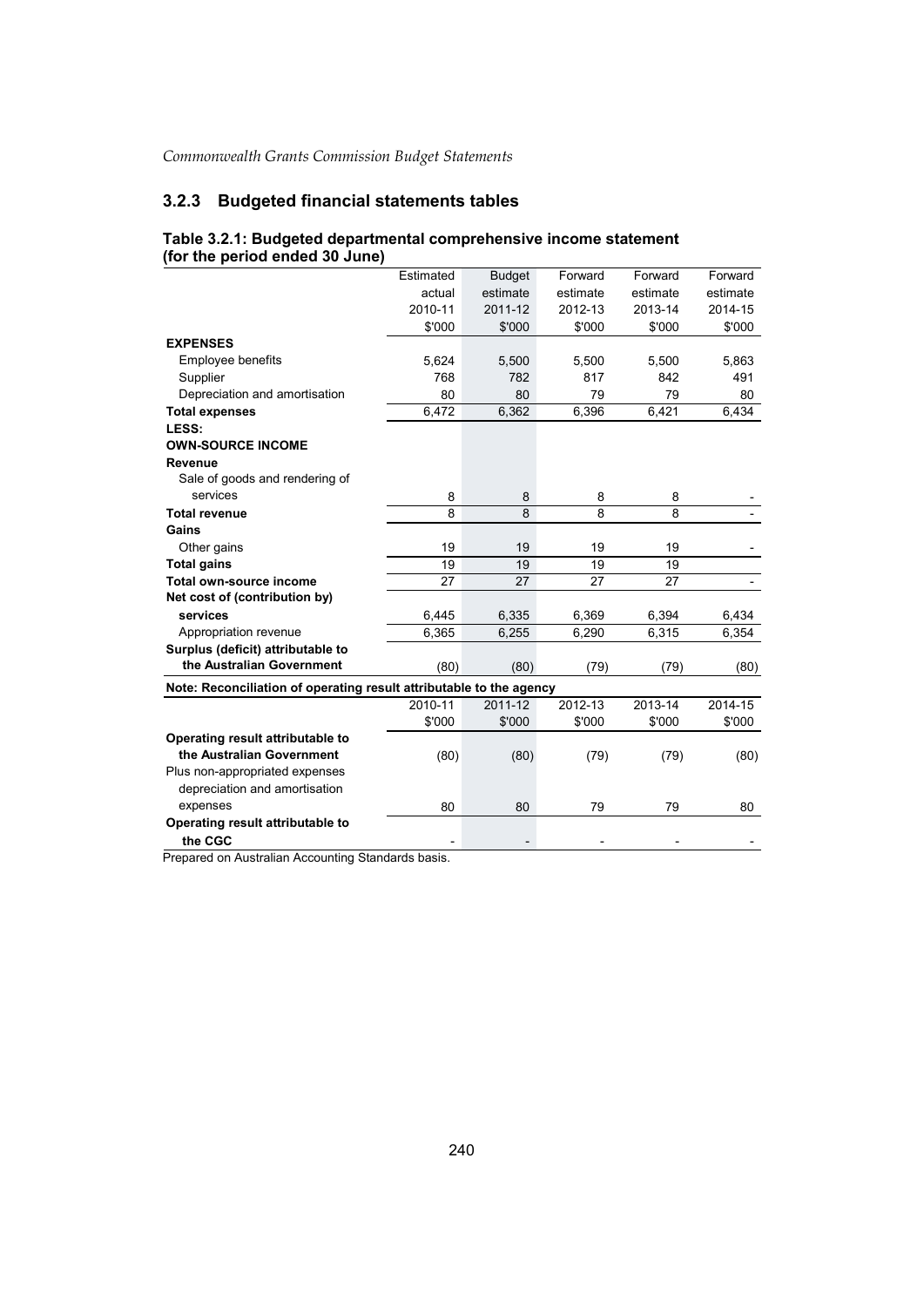## 3.2.3 Budgeted financial statements tables

**Table 3.2.1: Budgeted departmental comprehensive income statement (for the period ended 30 June)**

| | Estimated actual 2010-11 $'000 | Budget estimate 2011-12 $'000 | Forward estimate 2012-13 $'000 | Forward estimate 2013-14 $'000 | Forward estimate 2014-15 $'000 |
|---|---|---|---|---|---|
| **EXPENSES** | | | | | |
| Employee benefits | 5,624 | 5,500 | 5,500 | 5,500 | 5,863 |
| Supplier | 768 | 782 | 817 | 842 | 491 |
| Depreciation and amortisation | 80 | 80 | 79 | 79 | 80 |
| **Total expenses** | 6,472 | 6,362 | 6,396 | 6,421 | 6,434 |
| **LESS:** | | | | | |
| **OWN-SOURCE INCOME** | | | | | |
| **Revenue** | | | | | |
| Sale of goods and rendering of services | 8 | 8 | 8 | 8 | - |
| **Total revenue** | 8 | 8 | 8 | 8 | - |
| **Gains** | | | | | |
| Other gains | 19 | 19 | 19 | 19 | - |
| **Total gains** | 19 | 19 | 19 | 19 | |
| **Total own-source income** | 27 | 27 | 27 | 27 | - |
| **Net cost of (contribution by) services** | 6,445 | 6,335 | 6,369 | 6,394 | 6,434 |
| Appropriation revenue | 6,365 | 6,255 | 6,290 | 6,315 | 6,354 |
| **Surplus (deficit) attributable to the Australian Government** | (80) | (80) | (79) | (79) | (80) |

**Note: Reconciliation of operating result attributable to the agency**

| | 2010-11 $'000 | 2011-12 $'000 | 2012-13 $'000 | 2013-14 $'000 | 2014-15 $'000 |
|---|---|---|---|---|---|
| **Operating result attributable to the Australian Government** | (80) | (80) | (79) | (79) | (80) |
| Plus non-appropriated expenses depreciation and amortisation expenses | 80 | 80 | 79 | 79 | 80 |
| **Operating result attributable to the CGC** | - | - | - | - | - |

Prepared on Australian Accounting Standards basis.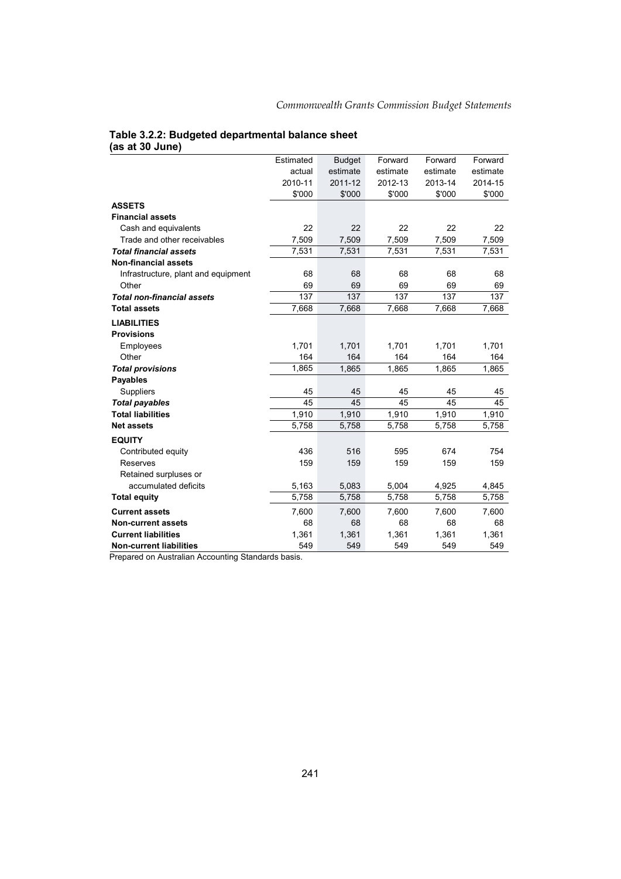**Table 3.2.2: Budgeted departmental balance sheet (as at 30 June)**

| | Estimated actual 2010-11 $'000 | Budget estimate 2011-12 $'000 | Forward estimate 2012-13 $'000 | Forward estimate 2013-14 $'000 | Forward estimate 2014-15 $'000 |
|---|---|---|---|---|---|
| **ASSETS** | | | | | |
| **Financial assets** | | | | | |
| Cash and equivalents | 22 | 22 | 22 | 22 | 22 |
| Trade and other receivables | 7,509 | 7,509 | 7,509 | 7,509 | 7,509 |
| ***Total financial assets*** | 7,531 | 7,531 | 7,531 | 7,531 | 7,531 |
| **Non-financial assets** | | | | | |
| Infrastructure, plant and equipment | 68 | 68 | 68 | 68 | 68 |
| Other | 69 | 69 | 69 | 69 | 69 |
| ***Total non-financial assets*** | 137 | 137 | 137 | 137 | 137 |
| **Total assets** | 7,668 | 7,668 | 7,668 | 7,668 | 7,668 |
| **LIABILITIES** | | | | | |
| **Provisions** | | | | | |
| Employees | 1,701 | 1,701 | 1,701 | 1,701 | 1,701 |
| Other | 164 | 164 | 164 | 164 | 164 |
| ***Total provisions*** | 1,865 | 1,865 | 1,865 | 1,865 | 1,865 |
| **Payables** | | | | | |
| Suppliers | 45 | 45 | 45 | 45 | 45 |
| ***Total payables*** | 45 | 45 | 45 | 45 | 45 |
| **Total liabilities** | 1,910 | 1,910 | 1,910 | 1,910 | 1,910 |
| **Net assets** | 5,758 | 5,758 | 5,758 | 5,758 | 5,758 |
| **EQUITY** | | | | | |
| Contributed equity | 436 | 516 | 595 | 674 | 754 |
| Reserves | 159 | 159 | 159 | 159 | 159 |
| Retained surpluses or accumulated deficits | 5,163 | 5,083 | 5,004 | 4,925 | 4,845 |
| **Total equity** | 5,758 | 5,758 | 5,758 | 5,758 | 5,758 |
| **Current assets** | 7,600 | 7,600 | 7,600 | 7,600 | 7,600 |
| **Non-current assets** | 68 | 68 | 68 | 68 | 68 |
| **Current liabilities** | 1,361 | 1,361 | 1,361 | 1,361 | 1,361 |
| **Non-current liabilities** | 549 | 549 | 549 | 549 | 549 |

Prepared on Australian Accounting Standards basis.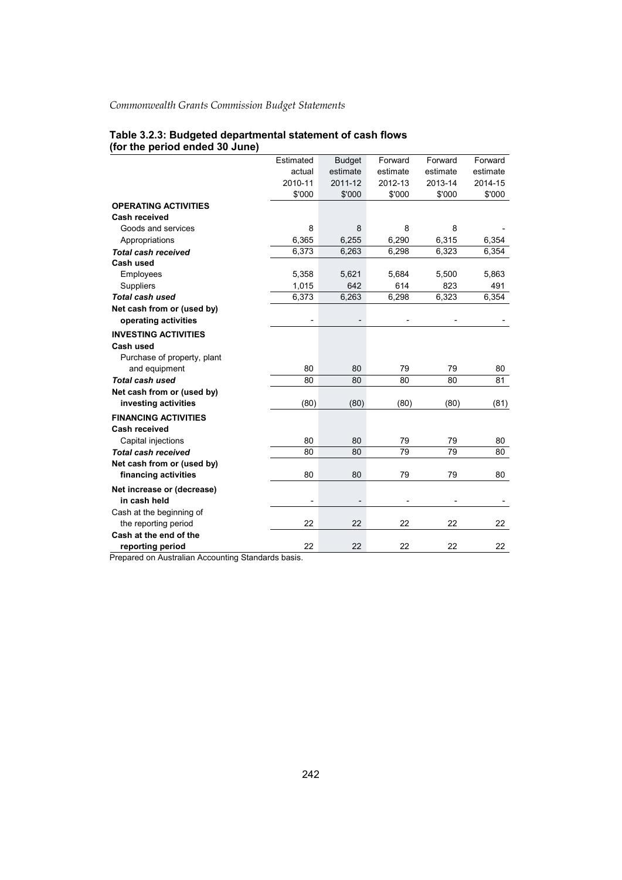**Table 3.2.3: Budgeted departmental statement of cash flows (for the period ended 30 June)**

| | Estimated actual 2010-11 $'000 | Budget estimate 2011-12 $'000 | Forward estimate 2012-13 $'000 | Forward estimate 2013-14 $'000 | Forward estimate 2014-15 $'000 |
|---|---|---|---|---|---|
| **OPERATING ACTIVITIES** | | | | | |
| **Cash received** | | | | | |
| Goods and services | 8 | 8 | 8 | 8 | - |
| Appropriations | 6,365 | 6,255 | 6,290 | 6,315 | 6,354 |
| ***Total cash received*** | 6,373 | 6,263 | 6,298 | 6,323 | 6,354 |
| **Cash used** | | | | | |
| Employees | 5,358 | 5,621 | 5,684 | 5,500 | 5,863 |
| Suppliers | 1,015 | 642 | 614 | 823 | 491 |
| ***Total cash used*** | 6,373 | 6,263 | 6,298 | 6,323 | 6,354 |
| **Net cash from or (used by) operating activities** | - | - | - | - | - |
| **INVESTING ACTIVITIES** | | | | | |
| **Cash used** | | | | | |
| Purchase of property, plant and equipment | 80 | 80 | 79 | 79 | 80 |
| ***Total cash used*** | 80 | 80 | 80 | 80 | 81 |
| **Net cash from or (used by) investing activities** | (80) | (80) | (80) | (80) | (81) |
| **FINANCING ACTIVITIES** | | | | | |
| **Cash received** | | | | | |
| Capital injections | 80 | 80 | 79 | 79 | 80 |
| ***Total cash received*** | 80 | 80 | 79 | 79 | 80 |
| **Net cash from or (used by) financing activities** | 80 | 80 | 79 | 79 | 80 |
| **Net increase or (decrease) in cash held** | - | - | - | - | - |
| Cash at the beginning of the reporting period | 22 | 22 | 22 | 22 | 22 |
| **Cash at the end of the reporting period** | 22 | 22 | 22 | 22 | 22 |

Prepared on Australian Accounting Standards basis.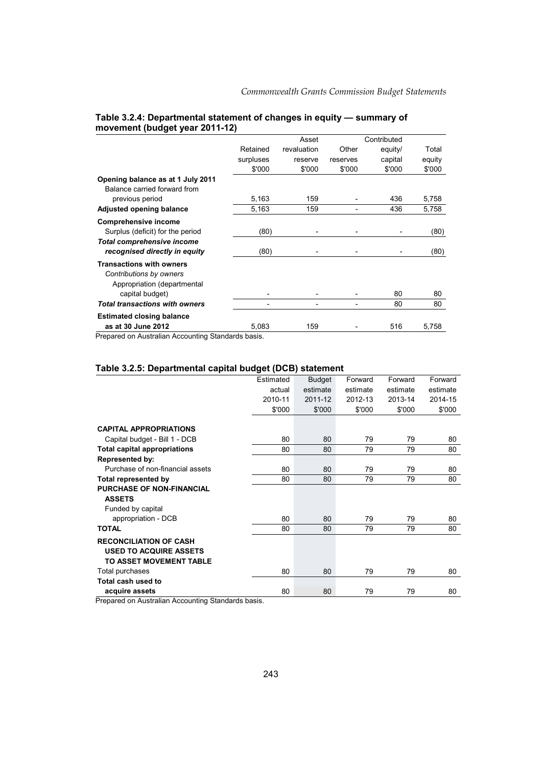**Table 3.2.4: Departmental statement of changes in equity — summary of movement (budget year 2011-12)**

| | Retained surpluses $'000 | Asset revaluation reserve $'000 | Other reserves $'000 | Contributed equity/ capital $'000 | Total equity $'000 |
|---|---|---|---|---|---|
| **Opening balance as at 1 July 2011** | | | | | |
| Balance carried forward from previous period | 5,163 | 159 | - | 436 | 5,758 |
| **Adjusted opening balance** | 5,163 | 159 | - | 436 | 5,758 |
| **Comprehensive income** | | | | | |
| Surplus (deficit) for the period | (80) | - | - | - | (80) |
| ***Total comprehensive income recognised directly in equity*** | (80) | - | - | - | (80) |
| **Transactions with owners** | | | | | |
| *Contributions by owners* | | | | | |
| Appropriation (departmental capital budget) | - | - | - | 80 | 80 |
| ***Total transactions with owners*** | - | - | - | 80 | 80 |
| **Estimated closing balance as at 30 June 2012** | 5,083 | 159 | - | 516 | 5,758 |

Prepared on Australian Accounting Standards basis.

**Table 3.2.5: Departmental capital budget (DCB) statement**

| | Estimated actual 2010-11 $'000 | Budget estimate 2011-12 $'000 | Forward estimate 2012-13 $'000 | Forward estimate 2013-14 $'000 | Forward estimate 2014-15 $'000 |
|---|---|---|---|---|---|
| **CAPITAL APPROPRIATIONS** | | | | | |
| Capital budget - Bill 1 - DCB | 80 | 80 | 79 | 79 | 80 |
| **Total capital appropriations** | 80 | 80 | 79 | 79 | 80 |
| **Represented by:** | | | | | |
| Purchase of non-financial assets | 80 | 80 | 79 | 79 | 80 |
| **Total represented by** | 80 | 80 | 79 | 79 | 80 |
| **PURCHASE OF NON-FINANCIAL ASSETS** | | | | | |
| Funded by capital appropriation - DCB | 80 | 80 | 79 | 79 | 80 |
| **TOTAL** | 80 | 80 | 79 | 79 | 80 |
| **RECONCILIATION OF CASH USED TO ACQUIRE ASSETS TO ASSET MOVEMENT TABLE** | | | | | |
| Total purchases | 80 | 80 | 79 | 79 | 80 |
| **Total cash used to acquire assets** | 80 | 80 | 79 | 79 | 80 |

Prepared on Australian Accounting Standards basis.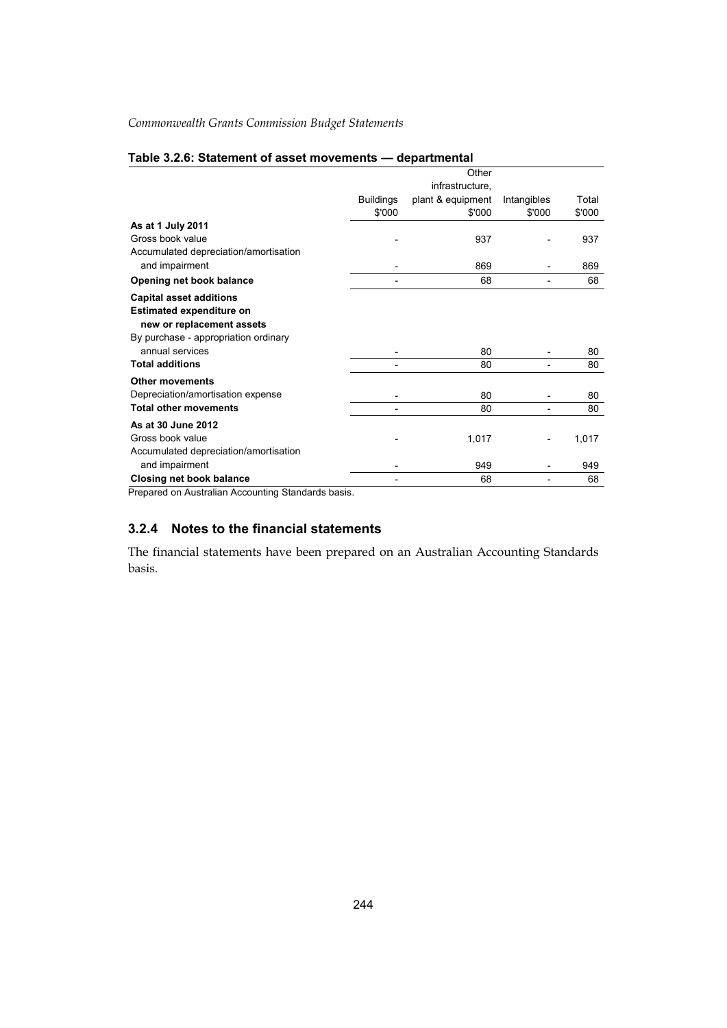### Table 3.2.6: Statement of asset movements — departmental

| | Buildings $'000 | Other infrastructure, plant & equipment $'000 | Intangibles $'000 | Total $'000 |
|---|---|---|---|---|
| **As at 1 July 2011** | | | | |
| Gross book value | - | 937 | - | 937 |
| Accumulated depreciation/amortisation and impairment | - | 869 | - | 869 |
| **Opening net book balance** | - | 68 | - | 68 |
| **Capital asset additions** | | | | |
| **Estimated expenditure on new or replacement assets** | | | | |
| By purchase - appropriation ordinary annual services | - | 80 | - | 80 |
| **Total additions** | - | 80 | - | 80 |
| **Other movements** | | | | |
| Depreciation/amortisation expense | - | 80 | - | 80 |
| **Total other movements** | - | 80 | - | 80 |
| **As at 30 June 2012** | | | | |
| Gross book value | - | 1,017 | - | 1,017 |
| Accumulated depreciation/amortisation and impairment | - | 949 | - | 949 |
| **Closing net book balance** | - | 68 | - | 68 |

Prepared on Australian Accounting Standards basis.

### 3.2.4 Notes to the financial statements

The financial statements have been prepared on an Australian Accounting Standards basis.